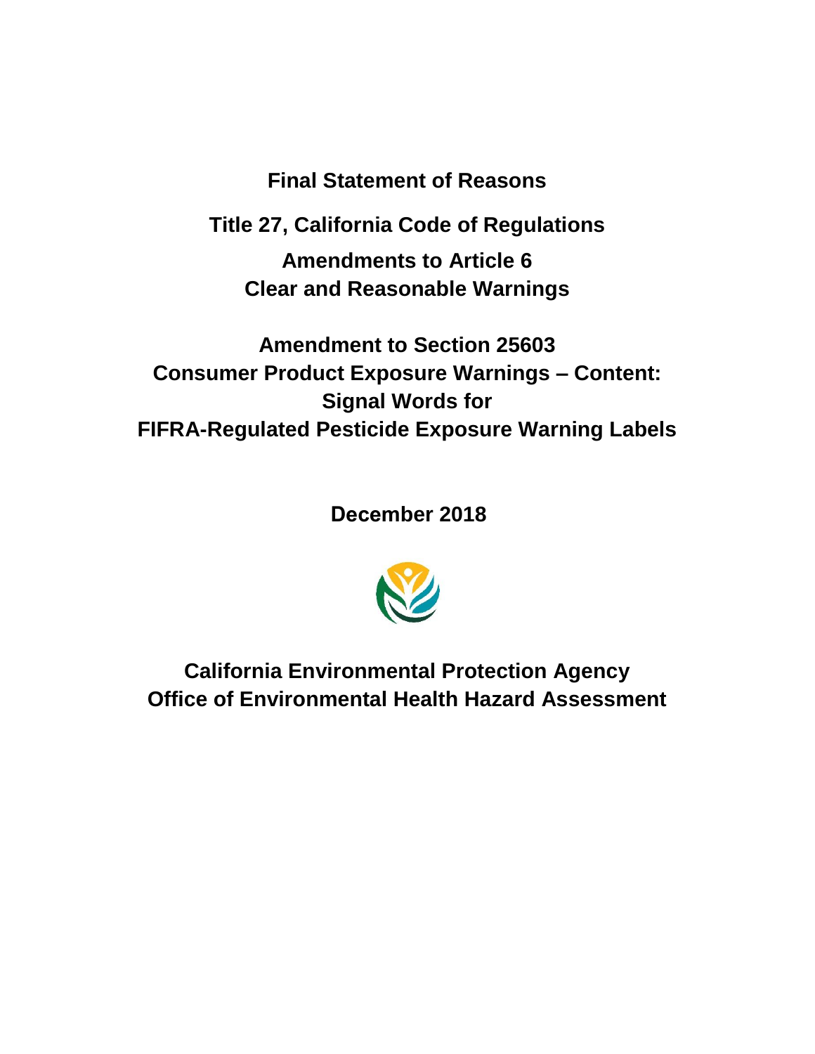# Final Statement of Reasons

## Title 27, California Code of Regulations

## Amendments to Article 6
## Clear and Reasonable Warnings

## Amendment to Section 25603
## Consumer Product Exposure Warnings – Content:
## Signal Words for
## FIFRA-Regulated Pesticide Exposure Warning Labels

**December 2018**

**California Environmental Protection Agency**
**Office of Environmental Health Hazard Assessment**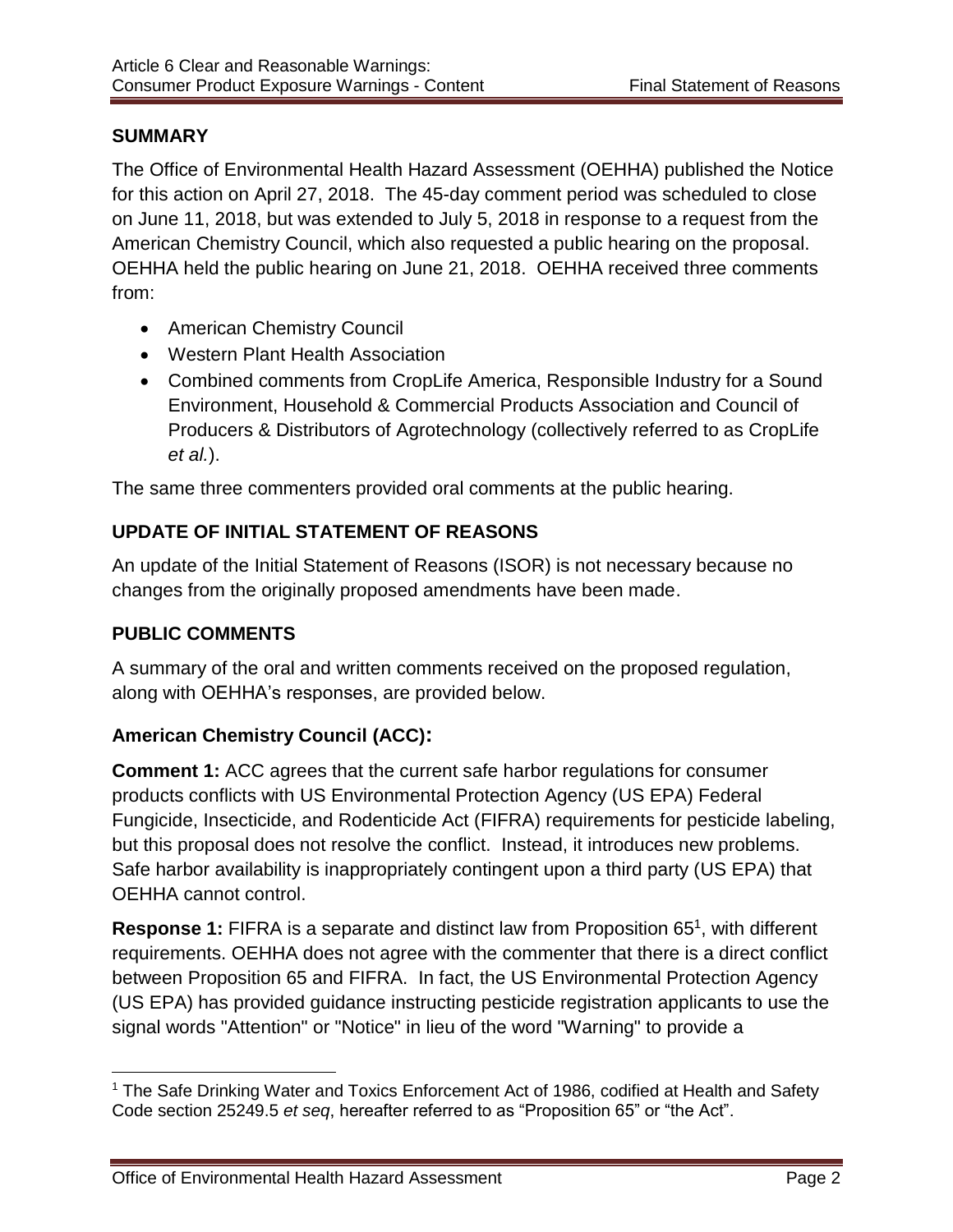## SUMMARY

The Office of Environmental Health Hazard Assessment (OEHHA) published the Notice for this action on April 27, 2018. The 45-day comment period was scheduled to close on June 11, 2018, but was extended to July 5, 2018 in response to a request from the American Chemistry Council, which also requested a public hearing on the proposal. OEHHA held the public hearing on June 21, 2018. OEHHA received three comments from:

- American Chemistry Council
- Western Plant Health Association
- Combined comments from CropLife America, Responsible Industry for a Sound Environment, Household & Commercial Products Association and Council of Producers & Distributors of Agrotechnology (collectively referred to as CropLife *et al.*).

The same three commenters provided oral comments at the public hearing.

## UPDATE OF INITIAL STATEMENT OF REASONS

An update of the Initial Statement of Reasons (ISOR) is not necessary because no changes from the originally proposed amendments have been made.

## PUBLIC COMMENTS

A summary of the oral and written comments received on the proposed regulation, along with OEHHA's responses, are provided below.

### American Chemistry Council (ACC):

**Comment 1:** ACC agrees that the current safe harbor regulations for consumer products conflicts with US Environmental Protection Agency (US EPA) Federal Fungicide, Insecticide, and Rodenticide Act (FIFRA) requirements for pesticide labeling, but this proposal does not resolve the conflict. Instead, it introduces new problems. Safe harbor availability is inappropriately contingent upon a third party (US EPA) that OEHHA cannot control.

**Response 1:** FIFRA is a separate and distinct law from Proposition 65[1], with different requirements. OEHHA does not agree with the commenter that there is a direct conflict between Proposition 65 and FIFRA. In fact, the US Environmental Protection Agency (US EPA) has provided guidance instructing pesticide registration applicants to use the signal words "Attention" or "Notice" in lieu of the word "Warning" to provide a

[1] The Safe Drinking Water and Toxics Enforcement Act of 1986, codified at Health and Safety Code section 25249.5 *et seq*, hereafter referred to as "Proposition 65" or "the Act".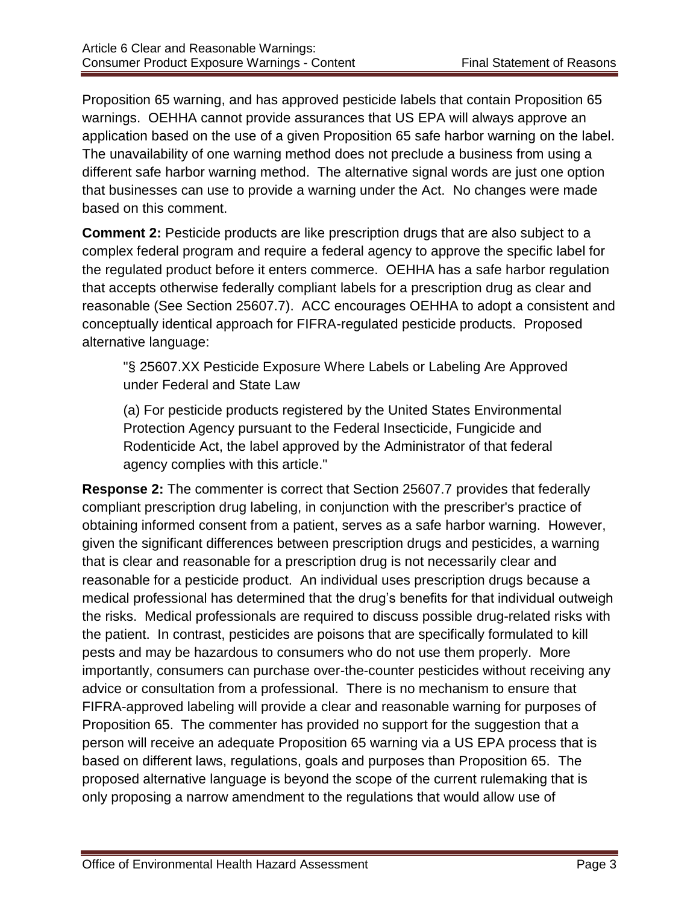Proposition 65 warning, and has approved pesticide labels that contain Proposition 65 warnings. OEHHA cannot provide assurances that US EPA will always approve an application based on the use of a given Proposition 65 safe harbor warning on the label. The unavailability of one warning method does not preclude a business from using a different safe harbor warning method. The alternative signal words are just one option that businesses can use to provide a warning under the Act. No changes were made based on this comment.

**Comment 2:** Pesticide products are like prescription drugs that are also subject to a complex federal program and require a federal agency to approve the specific label for the regulated product before it enters commerce. OEHHA has a safe harbor regulation that accepts otherwise federally compliant labels for a prescription drug as clear and reasonable (See Section 25607.7). ACC encourages OEHHA to adopt a consistent and conceptually identical approach for FIFRA-regulated pesticide products. Proposed alternative language:

> "§ 25607.XX Pesticide Exposure Where Labels or Labeling Are Approved under Federal and State Law
>
> (a) For pesticide products registered by the United States Environmental Protection Agency pursuant to the Federal Insecticide, Fungicide and Rodenticide Act, the label approved by the Administrator of that federal agency complies with this article."

**Response 2:** The commenter is correct that Section 25607.7 provides that federally compliant prescription drug labeling, in conjunction with the prescriber's practice of obtaining informed consent from a patient, serves as a safe harbor warning. However, given the significant differences between prescription drugs and pesticides, a warning that is clear and reasonable for a prescription drug is not necessarily clear and reasonable for a pesticide product. An individual uses prescription drugs because a medical professional has determined that the drug's benefits for that individual outweigh the risks. Medical professionals are required to discuss possible drug-related risks with the patient. In contrast, pesticides are poisons that are specifically formulated to kill pests and may be hazardous to consumers who do not use them properly. More importantly, consumers can purchase over-the-counter pesticides without receiving any advice or consultation from a professional. There is no mechanism to ensure that FIFRA-approved labeling will provide a clear and reasonable warning for purposes of Proposition 65. The commenter has provided no support for the suggestion that a person will receive an adequate Proposition 65 warning via a US EPA process that is based on different laws, regulations, goals and purposes than Proposition 65. The proposed alternative language is beyond the scope of the current rulemaking that is only proposing a narrow amendment to the regulations that would allow use of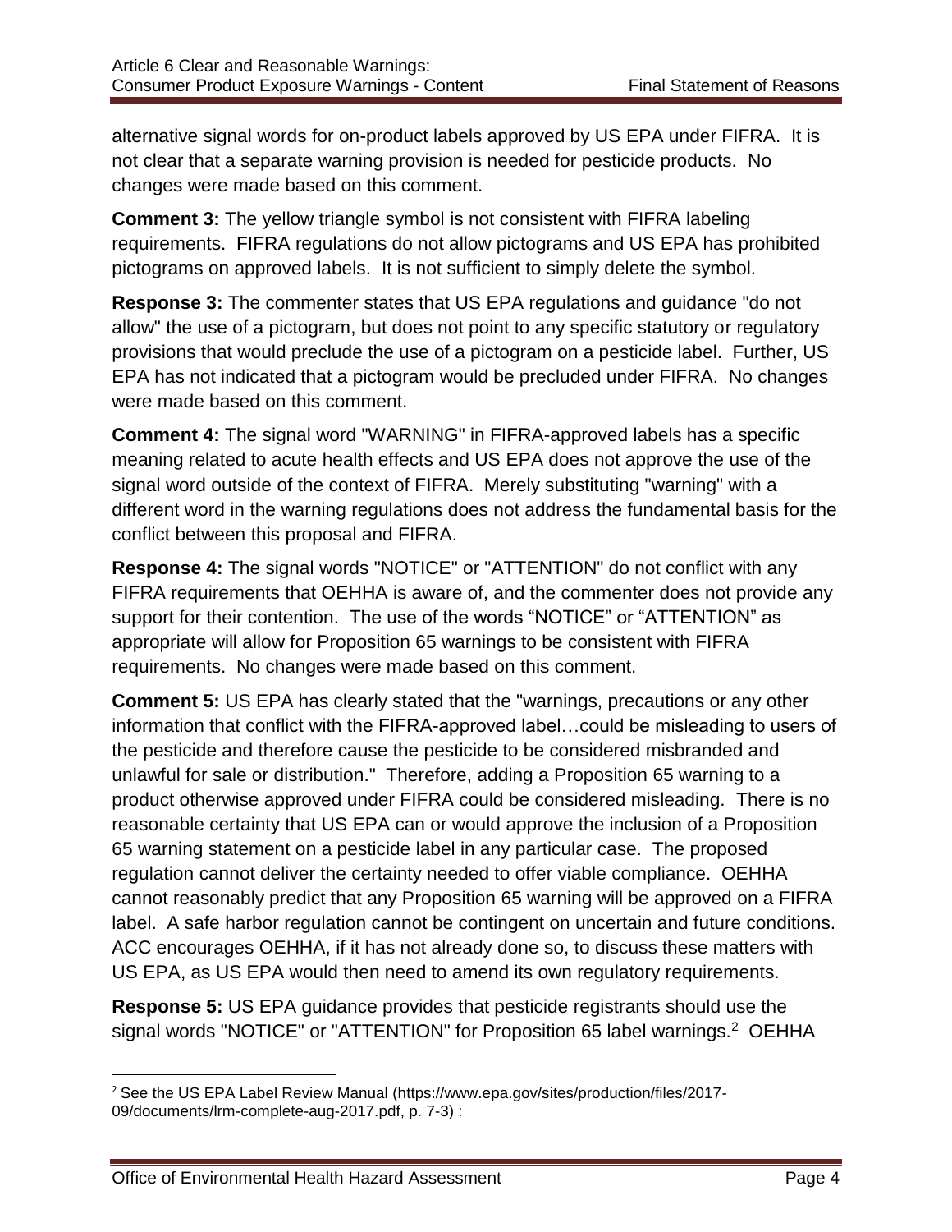alternative signal words for on-product labels approved by US EPA under FIFRA. It is not clear that a separate warning provision is needed for pesticide products. No changes were made based on this comment.

**Comment 3:** The yellow triangle symbol is not consistent with FIFRA labeling requirements. FIFRA regulations do not allow pictograms and US EPA has prohibited pictograms on approved labels. It is not sufficient to simply delete the symbol.

**Response 3:** The commenter states that US EPA regulations and guidance "do not allow" the use of a pictogram, but does not point to any specific statutory or regulatory provisions that would preclude the use of a pictogram on a pesticide label. Further, US EPA has not indicated that a pictogram would be precluded under FIFRA. No changes were made based on this comment.

**Comment 4:** The signal word "WARNING" in FIFRA-approved labels has a specific meaning related to acute health effects and US EPA does not approve the use of the signal word outside of the context of FIFRA. Merely substituting "warning" with a different word in the warning regulations does not address the fundamental basis for the conflict between this proposal and FIFRA.

**Response 4:** The signal words "NOTICE" or "ATTENTION" do not conflict with any FIFRA requirements that OEHHA is aware of, and the commenter does not provide any support for their contention. The use of the words "NOTICE" or "ATTENTION" as appropriate will allow for Proposition 65 warnings to be consistent with FIFRA requirements. No changes were made based on this comment.

**Comment 5:** US EPA has clearly stated that the "warnings, precautions or any other information that conflict with the FIFRA-approved label…could be misleading to users of the pesticide and therefore cause the pesticide to be considered misbranded and unlawful for sale or distribution." Therefore, adding a Proposition 65 warning to a product otherwise approved under FIFRA could be considered misleading. There is no reasonable certainty that US EPA can or would approve the inclusion of a Proposition 65 warning statement on a pesticide label in any particular case. The proposed regulation cannot deliver the certainty needed to offer viable compliance. OEHHA cannot reasonably predict that any Proposition 65 warning will be approved on a FIFRA label. A safe harbor regulation cannot be contingent on uncertain and future conditions. ACC encourages OEHHA, if it has not already done so, to discuss these matters with US EPA, as US EPA would then need to amend its own regulatory requirements.

**Response 5:** US EPA guidance provides that pesticide registrants should use the signal words "NOTICE" or "ATTENTION" for Proposition 65 label warnings.[2] OEHHA

[2] See the US EPA Label Review Manual (https://www.epa.gov/sites/production/files/2017-09/documents/lrm-complete-aug-2017.pdf, p. 7-3) :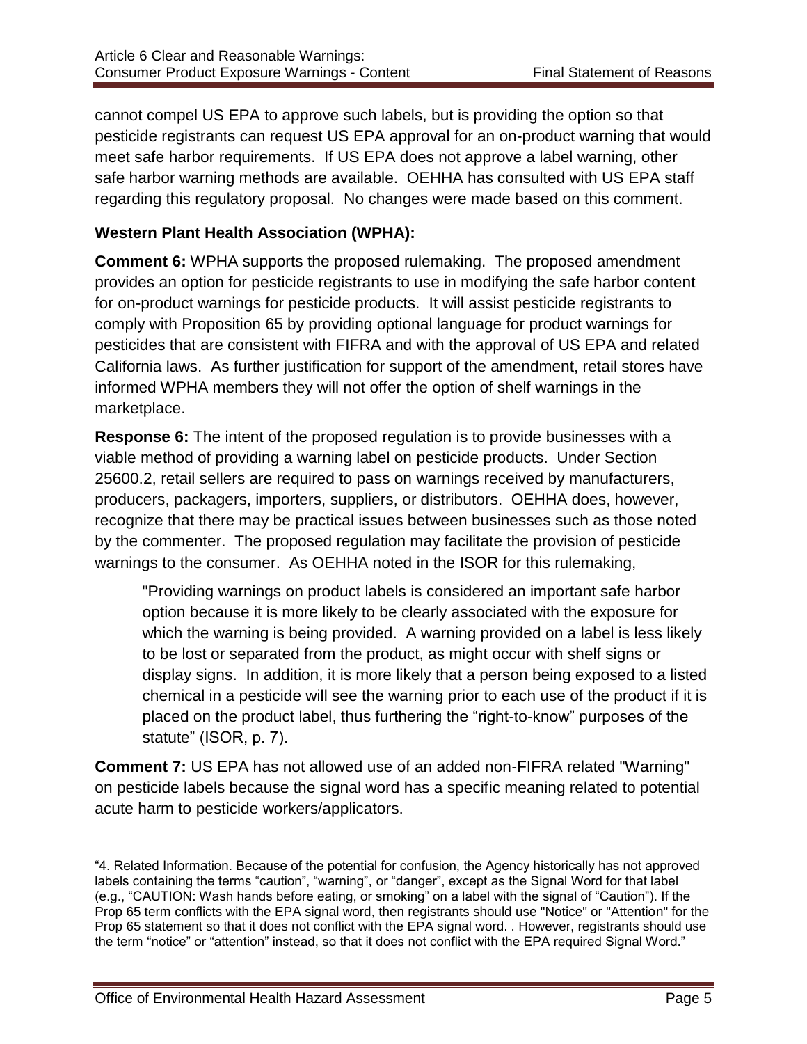cannot compel US EPA to approve such labels, but is providing the option so that pesticide registrants can request US EPA approval for an on-product warning that would meet safe harbor requirements. If US EPA does not approve a label warning, other safe harbor warning methods are available. OEHHA has consulted with US EPA staff regarding this regulatory proposal. No changes were made based on this comment.

**Western Plant Health Association (WPHA):**

**Comment 6:** WPHA supports the proposed rulemaking. The proposed amendment provides an option for pesticide registrants to use in modifying the safe harbor content for on-product warnings for pesticide products. It will assist pesticide registrants to comply with Proposition 65 by providing optional language for product warnings for pesticides that are consistent with FIFRA and with the approval of US EPA and related California laws. As further justification for support of the amendment, retail stores have informed WPHA members they will not offer the option of shelf warnings in the marketplace.

**Response 6:** The intent of the proposed regulation is to provide businesses with a viable method of providing a warning label on pesticide products. Under Section 25600.2, retail sellers are required to pass on warnings received by manufacturers, producers, packagers, importers, suppliers, or distributors. OEHHA does, however, recognize that there may be practical issues between businesses such as those noted by the commenter. The proposed regulation may facilitate the provision of pesticide warnings to the consumer. As OEHHA noted in the ISOR for this rulemaking,

> "Providing warnings on product labels is considered an important safe harbor option because it is more likely to be clearly associated with the exposure for which the warning is being provided. A warning provided on a label is less likely to be lost or separated from the product, as might occur with shelf signs or display signs. In addition, it is more likely that a person being exposed to a listed chemical in a pesticide will see the warning prior to each use of the product if it is placed on the product label, thus furthering the "right-to-know" purposes of the statute" (ISOR, p. 7).

**Comment 7:** US EPA has not allowed use of an added non-FIFRA related "Warning" on pesticide labels because the signal word has a specific meaning related to potential acute harm to pesticide workers/applicators.

---

"4. Related Information. Because of the potential for confusion, the Agency historically has not approved labels containing the terms "caution", "warning", or "danger", except as the Signal Word for that label (e.g., "CAUTION: Wash hands before eating, or smoking" on a label with the signal of "Caution"). If the Prop 65 term conflicts with the EPA signal word, then registrants should use "Notice" or "Attention" for the Prop 65 statement so that it does not conflict with the EPA signal word. . However, registrants should use the term "notice" or "attention" instead, so that it does not conflict with the EPA required Signal Word."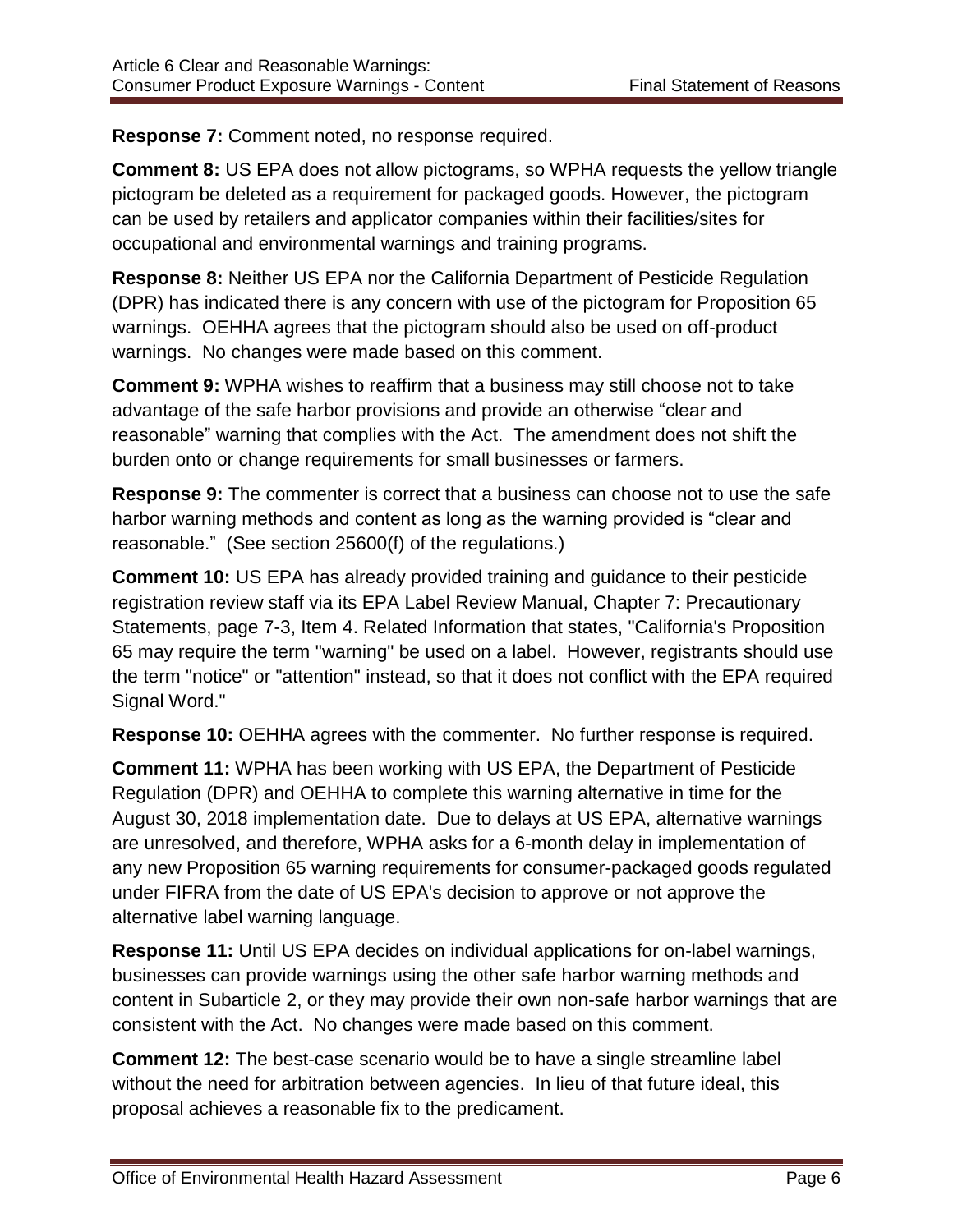**Response 7:** Comment noted, no response required.

**Comment 8:** US EPA does not allow pictograms, so WPHA requests the yellow triangle pictogram be deleted as a requirement for packaged goods. However, the pictogram can be used by retailers and applicator companies within their facilities/sites for occupational and environmental warnings and training programs.

**Response 8:** Neither US EPA nor the California Department of Pesticide Regulation (DPR) has indicated there is any concern with use of the pictogram for Proposition 65 warnings. OEHHA agrees that the pictogram should also be used on off-product warnings. No changes were made based on this comment.

**Comment 9:** WPHA wishes to reaffirm that a business may still choose not to take advantage of the safe harbor provisions and provide an otherwise "clear and reasonable" warning that complies with the Act. The amendment does not shift the burden onto or change requirements for small businesses or farmers.

**Response 9:** The commenter is correct that a business can choose not to use the safe harbor warning methods and content as long as the warning provided is "clear and reasonable." (See section 25600(f) of the regulations.)

**Comment 10:** US EPA has already provided training and guidance to their pesticide registration review staff via its EPA Label Review Manual, Chapter 7: Precautionary Statements, page 7-3, Item 4. Related Information that states, "California's Proposition 65 may require the term "warning" be used on a label. However, registrants should use the term "notice" or "attention" instead, so that it does not conflict with the EPA required Signal Word."

**Response 10:** OEHHA agrees with the commenter. No further response is required.

**Comment 11:** WPHA has been working with US EPA, the Department of Pesticide Regulation (DPR) and OEHHA to complete this warning alternative in time for the August 30, 2018 implementation date. Due to delays at US EPA, alternative warnings are unresolved, and therefore, WPHA asks for a 6-month delay in implementation of any new Proposition 65 warning requirements for consumer-packaged goods regulated under FIFRA from the date of US EPA's decision to approve or not approve the alternative label warning language.

**Response 11:** Until US EPA decides on individual applications for on-label warnings, businesses can provide warnings using the other safe harbor warning methods and content in Subarticle 2, or they may provide their own non-safe harbor warnings that are consistent with the Act. No changes were made based on this comment.

**Comment 12:** The best-case scenario would be to have a single streamline label without the need for arbitration between agencies. In lieu of that future ideal, this proposal achieves a reasonable fix to the predicament.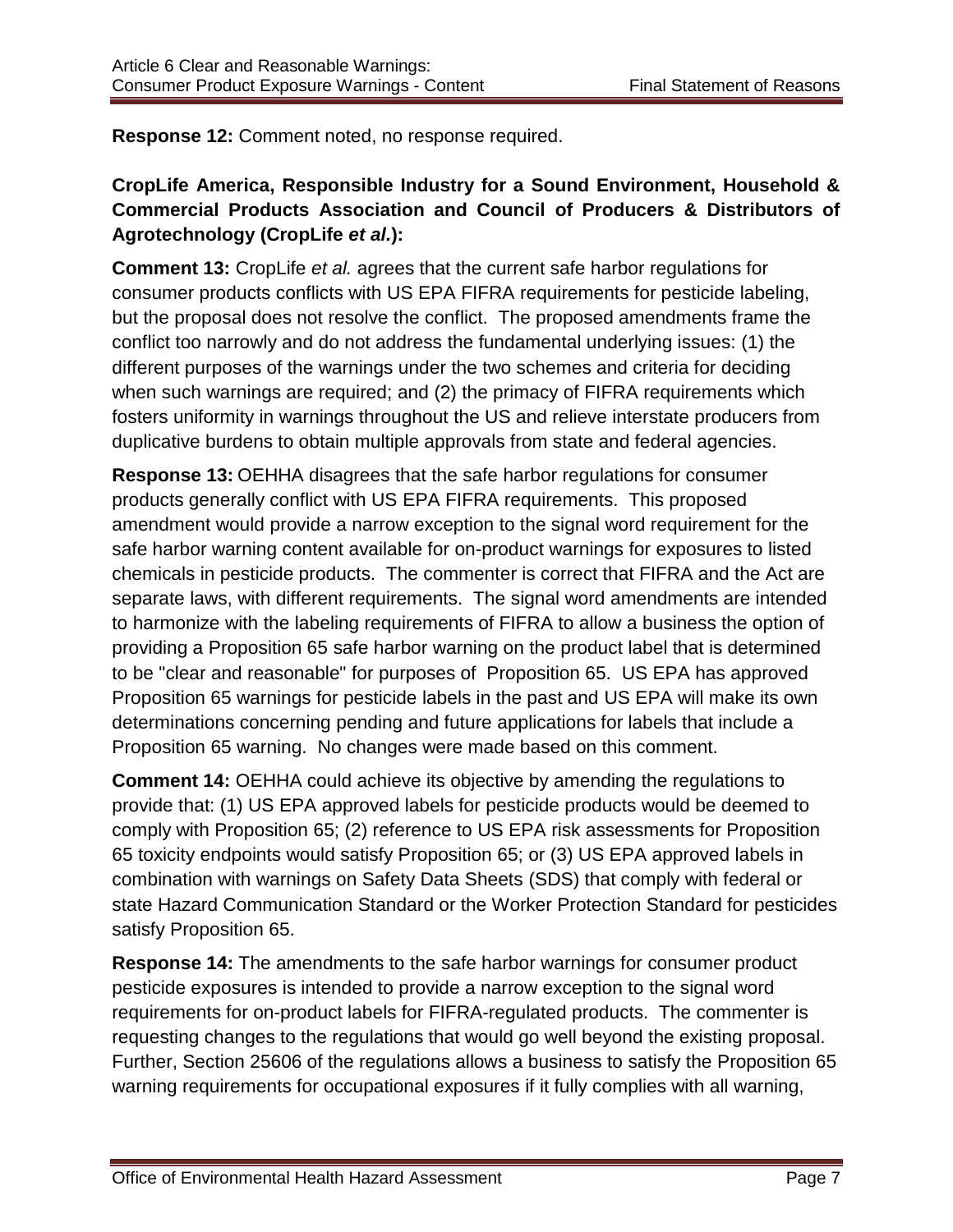**Response 12:** Comment noted, no response required.

**CropLife America, Responsible Industry for a Sound Environment, Household & Commercial Products Association and Council of Producers & Distributors of Agrotechnology (CropLife *et al.*):**

**Comment 13:** CropLife *et al.* agrees that the current safe harbor regulations for consumer products conflicts with US EPA FIFRA requirements for pesticide labeling, but the proposal does not resolve the conflict. The proposed amendments frame the conflict too narrowly and do not address the fundamental underlying issues: (1) the different purposes of the warnings under the two schemes and criteria for deciding when such warnings are required; and (2) the primacy of FIFRA requirements which fosters uniformity in warnings throughout the US and relieve interstate producers from duplicative burdens to obtain multiple approvals from state and federal agencies.

**Response 13:** OEHHA disagrees that the safe harbor regulations for consumer products generally conflict with US EPA FIFRA requirements. This proposed amendment would provide a narrow exception to the signal word requirement for the safe harbor warning content available for on-product warnings for exposures to listed chemicals in pesticide products. The commenter is correct that FIFRA and the Act are separate laws, with different requirements. The signal word amendments are intended to harmonize with the labeling requirements of FIFRA to allow a business the option of providing a Proposition 65 safe harbor warning on the product label that is determined to be "clear and reasonable" for purposes of Proposition 65. US EPA has approved Proposition 65 warnings for pesticide labels in the past and US EPA will make its own determinations concerning pending and future applications for labels that include a Proposition 65 warning. No changes were made based on this comment.

**Comment 14:** OEHHA could achieve its objective by amending the regulations to provide that: (1) US EPA approved labels for pesticide products would be deemed to comply with Proposition 65; (2) reference to US EPA risk assessments for Proposition 65 toxicity endpoints would satisfy Proposition 65; or (3) US EPA approved labels in combination with warnings on Safety Data Sheets (SDS) that comply with federal or state Hazard Communication Standard or the Worker Protection Standard for pesticides satisfy Proposition 65.

**Response 14:** The amendments to the safe harbor warnings for consumer product pesticide exposures is intended to provide a narrow exception to the signal word requirements for on-product labels for FIFRA-regulated products. The commenter is requesting changes to the regulations that would go well beyond the existing proposal. Further, Section 25606 of the regulations allows a business to satisfy the Proposition 65 warning requirements for occupational exposures if it fully complies with all warning,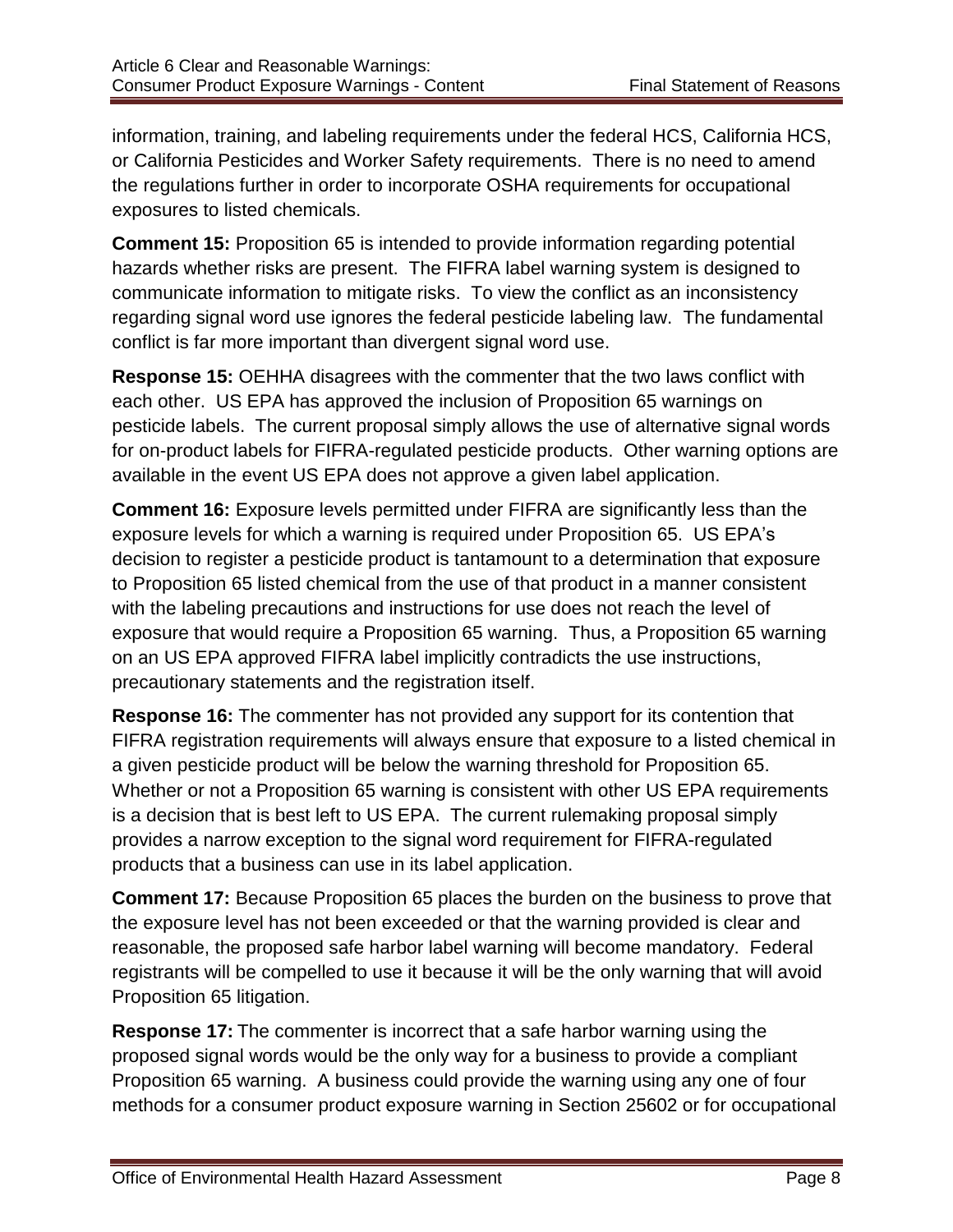information, training, and labeling requirements under the federal HCS, California HCS, or California Pesticides and Worker Safety requirements. There is no need to amend the regulations further in order to incorporate OSHA requirements for occupational exposures to listed chemicals.

**Comment 15:** Proposition 65 is intended to provide information regarding potential hazards whether risks are present. The FIFRA label warning system is designed to communicate information to mitigate risks. To view the conflict as an inconsistency regarding signal word use ignores the federal pesticide labeling law. The fundamental conflict is far more important than divergent signal word use.

**Response 15:** OEHHA disagrees with the commenter that the two laws conflict with each other. US EPA has approved the inclusion of Proposition 65 warnings on pesticide labels. The current proposal simply allows the use of alternative signal words for on-product labels for FIFRA-regulated pesticide products. Other warning options are available in the event US EPA does not approve a given label application.

**Comment 16:** Exposure levels permitted under FIFRA are significantly less than the exposure levels for which a warning is required under Proposition 65. US EPA's decision to register a pesticide product is tantamount to a determination that exposure to Proposition 65 listed chemical from the use of that product in a manner consistent with the labeling precautions and instructions for use does not reach the level of exposure that would require a Proposition 65 warning. Thus, a Proposition 65 warning on an US EPA approved FIFRA label implicitly contradicts the use instructions, precautionary statements and the registration itself.

**Response 16:** The commenter has not provided any support for its contention that FIFRA registration requirements will always ensure that exposure to a listed chemical in a given pesticide product will be below the warning threshold for Proposition 65. Whether or not a Proposition 65 warning is consistent with other US EPA requirements is a decision that is best left to US EPA. The current rulemaking proposal simply provides a narrow exception to the signal word requirement for FIFRA-regulated products that a business can use in its label application.

**Comment 17:** Because Proposition 65 places the burden on the business to prove that the exposure level has not been exceeded or that the warning provided is clear and reasonable, the proposed safe harbor label warning will become mandatory. Federal registrants will be compelled to use it because it will be the only warning that will avoid Proposition 65 litigation.

**Response 17:** The commenter is incorrect that a safe harbor warning using the proposed signal words would be the only way for a business to provide a compliant Proposition 65 warning. A business could provide the warning using any one of four methods for a consumer product exposure warning in Section 25602 or for occupational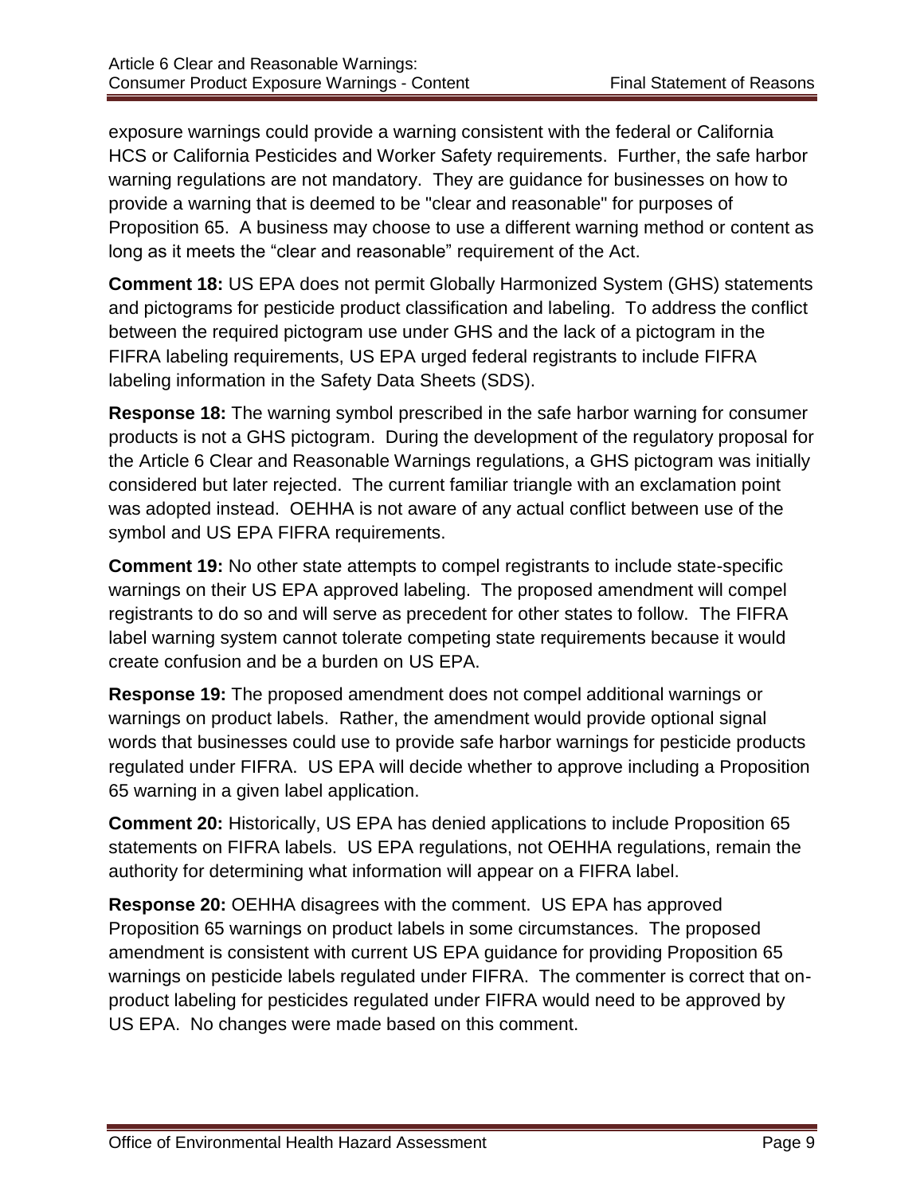exposure warnings could provide a warning consistent with the federal or California HCS or California Pesticides and Worker Safety requirements. Further, the safe harbor warning regulations are not mandatory. They are guidance for businesses on how to provide a warning that is deemed to be "clear and reasonable" for purposes of Proposition 65. A business may choose to use a different warning method or content as long as it meets the "clear and reasonable" requirement of the Act.

**Comment 18:** US EPA does not permit Globally Harmonized System (GHS) statements and pictograms for pesticide product classification and labeling. To address the conflict between the required pictogram use under GHS and the lack of a pictogram in the FIFRA labeling requirements, US EPA urged federal registrants to include FIFRA labeling information in the Safety Data Sheets (SDS).

**Response 18:** The warning symbol prescribed in the safe harbor warning for consumer products is not a GHS pictogram. During the development of the regulatory proposal for the Article 6 Clear and Reasonable Warnings regulations, a GHS pictogram was initially considered but later rejected. The current familiar triangle with an exclamation point was adopted instead. OEHHA is not aware of any actual conflict between use of the symbol and US EPA FIFRA requirements.

**Comment 19:** No other state attempts to compel registrants to include state-specific warnings on their US EPA approved labeling. The proposed amendment will compel registrants to do so and will serve as precedent for other states to follow. The FIFRA label warning system cannot tolerate competing state requirements because it would create confusion and be a burden on US EPA.

**Response 19:** The proposed amendment does not compel additional warnings or warnings on product labels. Rather, the amendment would provide optional signal words that businesses could use to provide safe harbor warnings for pesticide products regulated under FIFRA. US EPA will decide whether to approve including a Proposition 65 warning in a given label application.

**Comment 20:** Historically, US EPA has denied applications to include Proposition 65 statements on FIFRA labels. US EPA regulations, not OEHHA regulations, remain the authority for determining what information will appear on a FIFRA label.

**Response 20:** OEHHA disagrees with the comment. US EPA has approved Proposition 65 warnings on product labels in some circumstances. The proposed amendment is consistent with current US EPA guidance for providing Proposition 65 warnings on pesticide labels regulated under FIFRA. The commenter is correct that on-product labeling for pesticides regulated under FIFRA would need to be approved by US EPA. No changes were made based on this comment.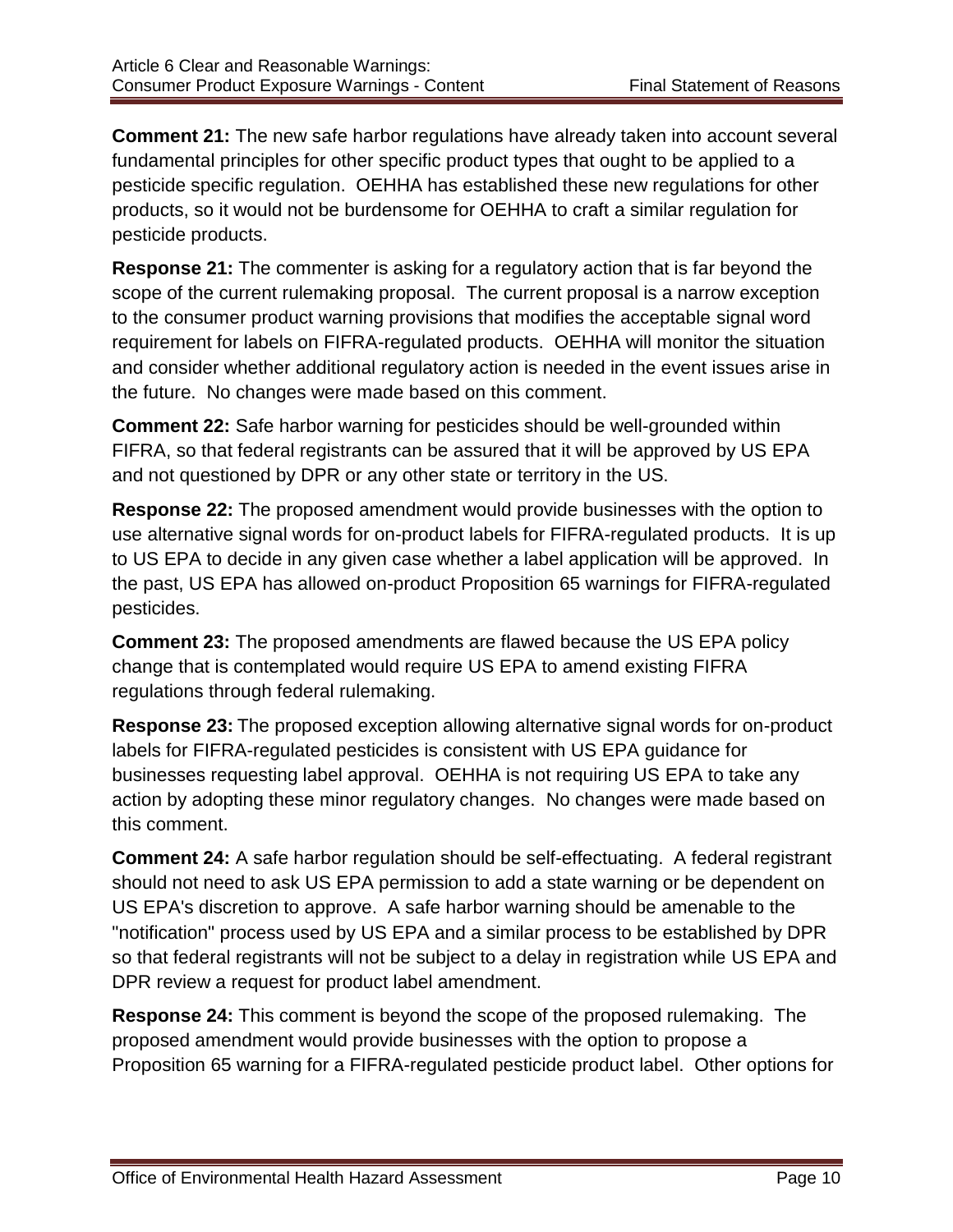**Comment 21:** The new safe harbor regulations have already taken into account several fundamental principles for other specific product types that ought to be applied to a pesticide specific regulation. OEHHA has established these new regulations for other products, so it would not be burdensome for OEHHA to craft a similar regulation for pesticide products.

**Response 21:** The commenter is asking for a regulatory action that is far beyond the scope of the current rulemaking proposal. The current proposal is a narrow exception to the consumer product warning provisions that modifies the acceptable signal word requirement for labels on FIFRA-regulated products. OEHHA will monitor the situation and consider whether additional regulatory action is needed in the event issues arise in the future. No changes were made based on this comment.

**Comment 22:** Safe harbor warning for pesticides should be well-grounded within FIFRA, so that federal registrants can be assured that it will be approved by US EPA and not questioned by DPR or any other state or territory in the US.

**Response 22:** The proposed amendment would provide businesses with the option to use alternative signal words for on-product labels for FIFRA-regulated products. It is up to US EPA to decide in any given case whether a label application will be approved. In the past, US EPA has allowed on-product Proposition 65 warnings for FIFRA-regulated pesticides.

**Comment 23:** The proposed amendments are flawed because the US EPA policy change that is contemplated would require US EPA to amend existing FIFRA regulations through federal rulemaking.

**Response 23:** The proposed exception allowing alternative signal words for on-product labels for FIFRA-regulated pesticides is consistent with US EPA guidance for businesses requesting label approval. OEHHA is not requiring US EPA to take any action by adopting these minor regulatory changes. No changes were made based on this comment.

**Comment 24:** A safe harbor regulation should be self-effectuating. A federal registrant should not need to ask US EPA permission to add a state warning or be dependent on US EPA's discretion to approve. A safe harbor warning should be amenable to the "notification" process used by US EPA and a similar process to be established by DPR so that federal registrants will not be subject to a delay in registration while US EPA and DPR review a request for product label amendment.

**Response 24:** This comment is beyond the scope of the proposed rulemaking. The proposed amendment would provide businesses with the option to propose a Proposition 65 warning for a FIFRA-regulated pesticide product label. Other options for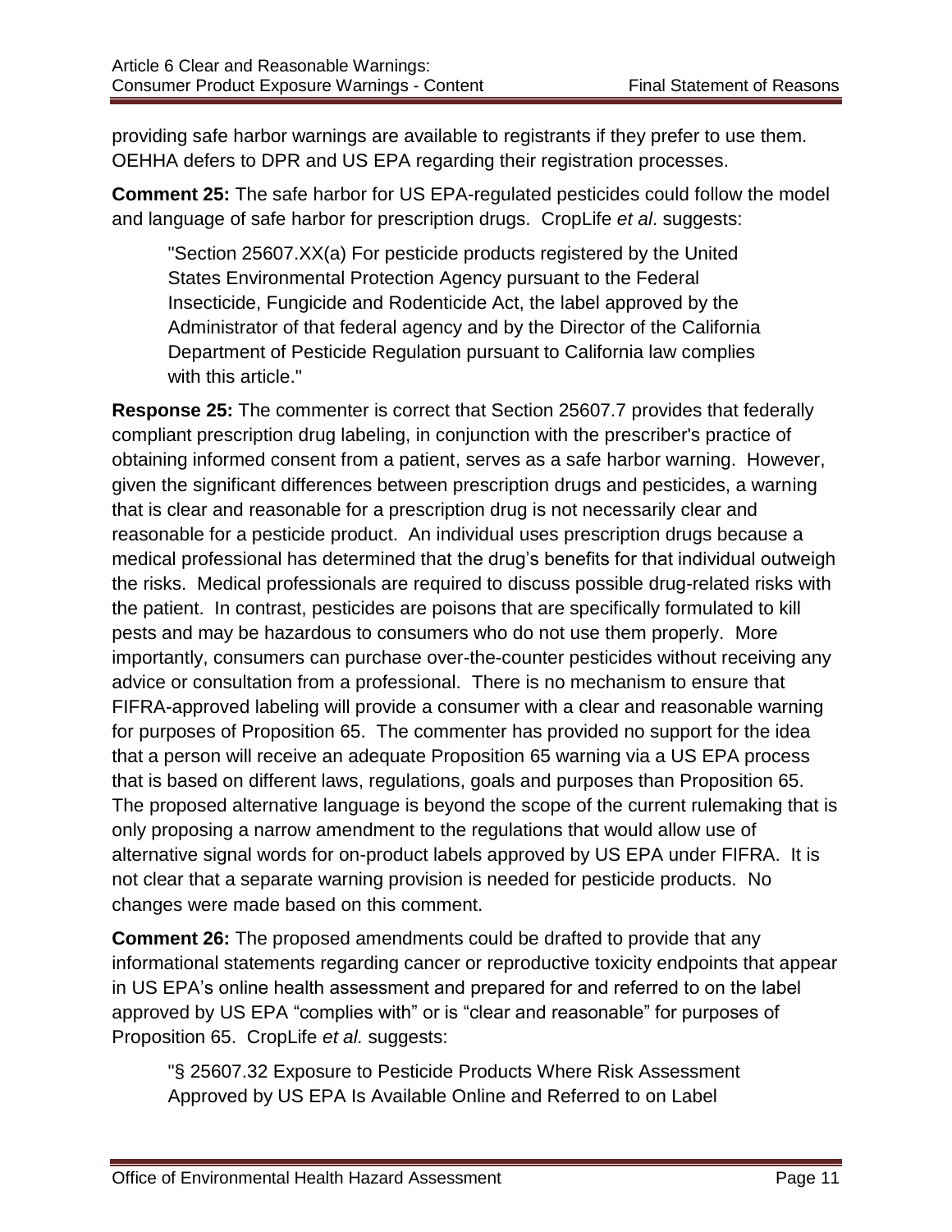providing safe harbor warnings are available to registrants if they prefer to use them. OEHHA defers to DPR and US EPA regarding their registration processes.

**Comment 25:** The safe harbor for US EPA-regulated pesticides could follow the model and language of safe harbor for prescription drugs. CropLife *et al*. suggests:

> "Section 25607.XX(a) For pesticide products registered by the United States Environmental Protection Agency pursuant to the Federal Insecticide, Fungicide and Rodenticide Act, the label approved by the Administrator of that federal agency and by the Director of the California Department of Pesticide Regulation pursuant to California law complies with this article."

**Response 25:** The commenter is correct that Section 25607.7 provides that federally compliant prescription drug labeling, in conjunction with the prescriber's practice of obtaining informed consent from a patient, serves as a safe harbor warning. However, given the significant differences between prescription drugs and pesticides, a warning that is clear and reasonable for a prescription drug is not necessarily clear and reasonable for a pesticide product. An individual uses prescription drugs because a medical professional has determined that the drug's benefits for that individual outweigh the risks. Medical professionals are required to discuss possible drug-related risks with the patient. In contrast, pesticides are poisons that are specifically formulated to kill pests and may be hazardous to consumers who do not use them properly. More importantly, consumers can purchase over-the-counter pesticides without receiving any advice or consultation from a professional. There is no mechanism to ensure that FIFRA-approved labeling will provide a consumer with a clear and reasonable warning for purposes of Proposition 65. The commenter has provided no support for the idea that a person will receive an adequate Proposition 65 warning via a US EPA process that is based on different laws, regulations, goals and purposes than Proposition 65. The proposed alternative language is beyond the scope of the current rulemaking that is only proposing a narrow amendment to the regulations that would allow use of alternative signal words for on-product labels approved by US EPA under FIFRA. It is not clear that a separate warning provision is needed for pesticide products. No changes were made based on this comment.

**Comment 26:** The proposed amendments could be drafted to provide that any informational statements regarding cancer or reproductive toxicity endpoints that appear in US EPA's online health assessment and prepared for and referred to on the label approved by US EPA "complies with" or is "clear and reasonable" for purposes of Proposition 65. CropLife *et al.* suggests:

> "§ 25607.32 Exposure to Pesticide Products Where Risk Assessment Approved by US EPA Is Available Online and Referred to on Label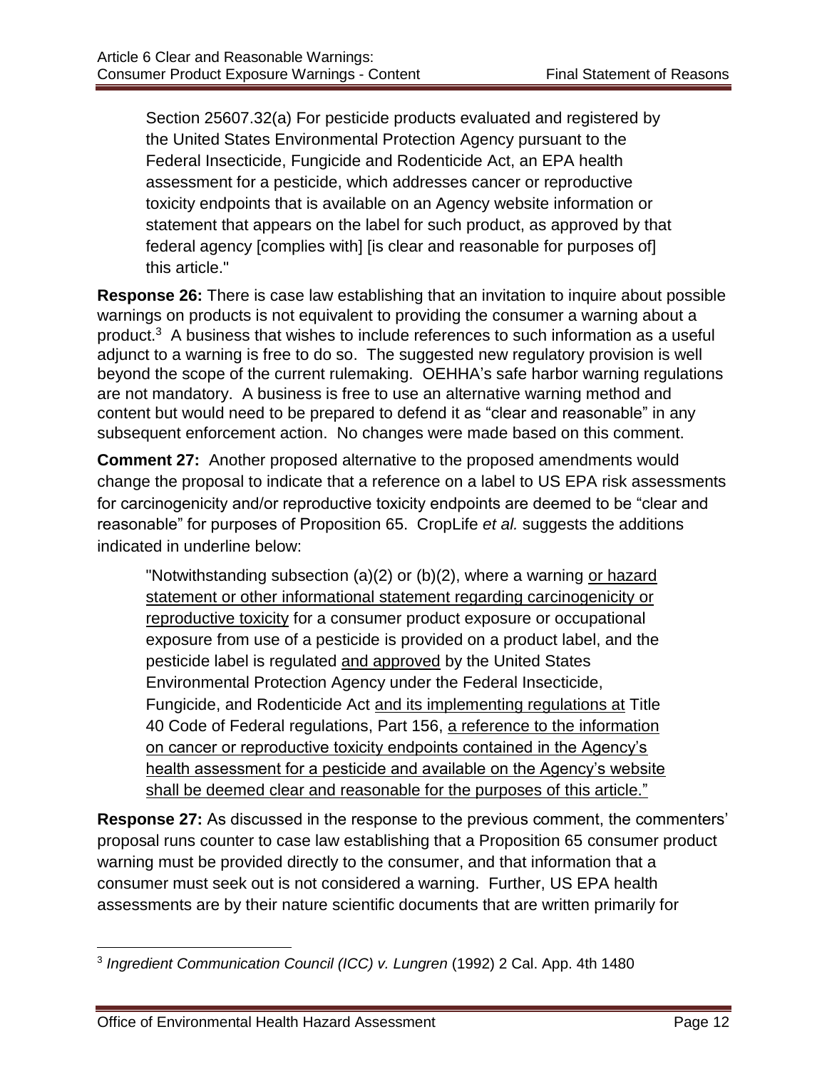Section 25607.32(a) For pesticide products evaluated and registered by the United States Environmental Protection Agency pursuant to the Federal Insecticide, Fungicide and Rodenticide Act, an EPA health assessment for a pesticide, which addresses cancer or reproductive toxicity endpoints that is available on an Agency website information or statement that appears on the label for such product, as approved by that federal agency [complies with] [is clear and reasonable for purposes of] this article."

**Response 26:** There is case law establishing that an invitation to inquire about possible warnings on products is not equivalent to providing the consumer a warning about a product.[3] A business that wishes to include references to such information as a useful adjunct to a warning is free to do so. The suggested new regulatory provision is well beyond the scope of the current rulemaking. OEHHA's safe harbor warning regulations are not mandatory. A business is free to use an alternative warning method and content but would need to be prepared to defend it as "clear and reasonable" in any subsequent enforcement action. No changes were made based on this comment.

**Comment 27:** Another proposed alternative to the proposed amendments would change the proposal to indicate that a reference on a label to US EPA risk assessments for carcinogenicity and/or reproductive toxicity endpoints are deemed to be "clear and reasonable" for purposes of Proposition 65. CropLife *et al.* suggests the additions indicated in underline below:

> "Notwithstanding subsection (a)(2) or (b)(2), where a warning <u>or hazard statement or other informational statement regarding carcinogenicity or reproductive toxicity</u> for a consumer product exposure or occupational exposure from use of a pesticide is provided on a product label, and the pesticide label is regulated <u>and approved</u> by the United States Environmental Protection Agency under the Federal Insecticide, Fungicide, and Rodenticide Act <u>and its implementing regulations at</u> Title 40 Code of Federal regulations, Part 156, <u>a reference to the information on cancer or reproductive toxicity endpoints contained in the Agency's health assessment for a pesticide and available on the Agency's website shall be deemed clear and reasonable for the purposes of this article."</u>

**Response 27:** As discussed in the response to the previous comment, the commenters' proposal runs counter to case law establishing that a Proposition 65 consumer product warning must be provided directly to the consumer, and that information that a consumer must seek out is not considered a warning. Further, US EPA health assessments are by their nature scientific documents that are written primarily for

---

[3] *Ingredient Communication Council (ICC) v. Lungren* (1992) 2 Cal. App. 4th 1480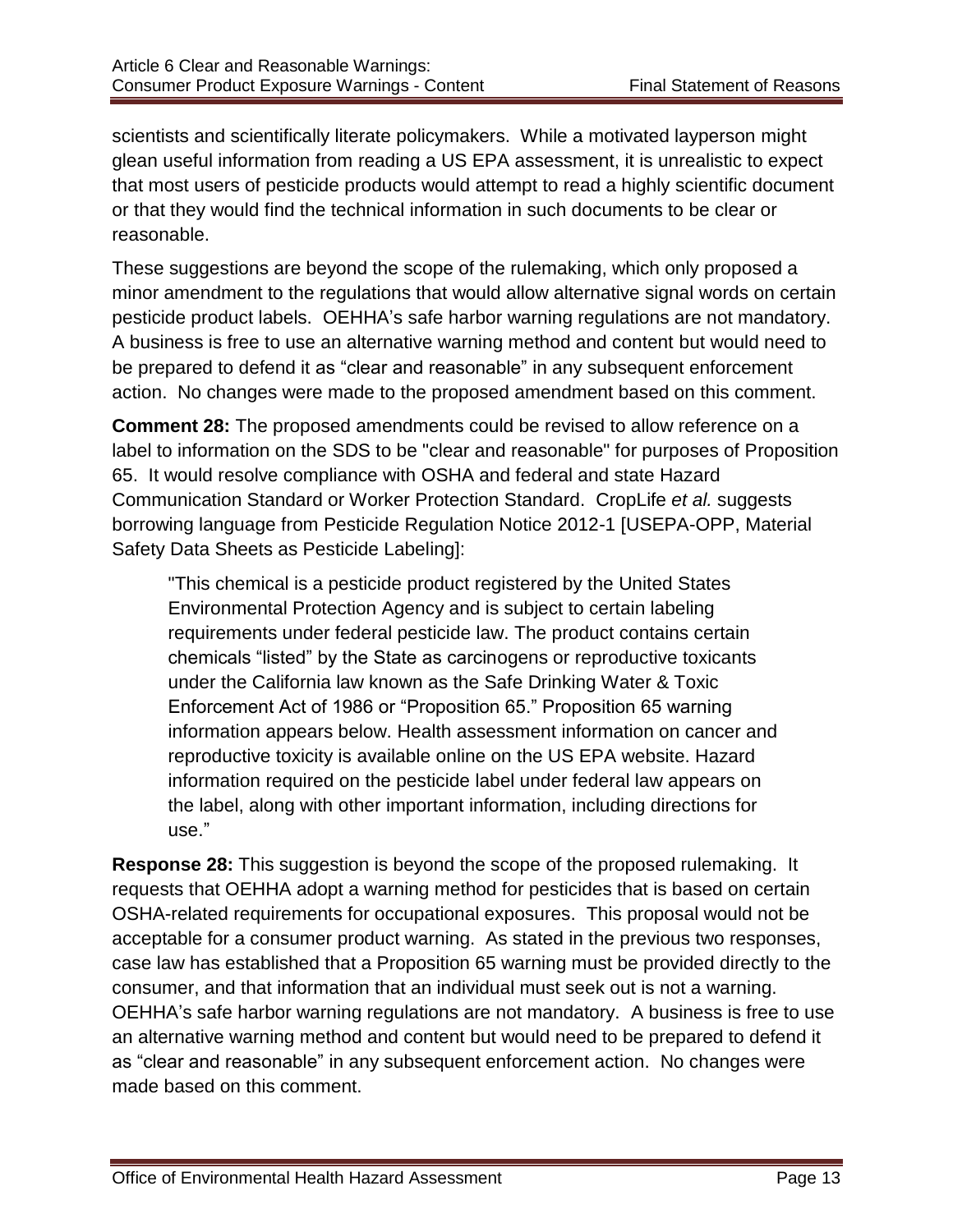scientists and scientifically literate policymakers. While a motivated layperson might glean useful information from reading a US EPA assessment, it is unrealistic to expect that most users of pesticide products would attempt to read a highly scientific document or that they would find the technical information in such documents to be clear or reasonable.

These suggestions are beyond the scope of the rulemaking, which only proposed a minor amendment to the regulations that would allow alternative signal words on certain pesticide product labels. OEHHA's safe harbor warning regulations are not mandatory. A business is free to use an alternative warning method and content but would need to be prepared to defend it as "clear and reasonable" in any subsequent enforcement action. No changes were made to the proposed amendment based on this comment.

**Comment 28:** The proposed amendments could be revised to allow reference on a label to information on the SDS to be "clear and reasonable" for purposes of Proposition 65. It would resolve compliance with OSHA and federal and state Hazard Communication Standard or Worker Protection Standard. CropLife *et al.* suggests borrowing language from Pesticide Regulation Notice 2012-1 [USEPA-OPP, Material Safety Data Sheets as Pesticide Labeling]:

> "This chemical is a pesticide product registered by the United States Environmental Protection Agency and is subject to certain labeling requirements under federal pesticide law. The product contains certain chemicals "listed" by the State as carcinogens or reproductive toxicants under the California law known as the Safe Drinking Water & Toxic Enforcement Act of 1986 or "Proposition 65." Proposition 65 warning information appears below. Health assessment information on cancer and reproductive toxicity is available online on the US EPA website. Hazard information required on the pesticide label under federal law appears on the label, along with other important information, including directions for use."

**Response 28:** This suggestion is beyond the scope of the proposed rulemaking. It requests that OEHHA adopt a warning method for pesticides that is based on certain OSHA-related requirements for occupational exposures. This proposal would not be acceptable for a consumer product warning. As stated in the previous two responses, case law has established that a Proposition 65 warning must be provided directly to the consumer, and that information that an individual must seek out is not a warning. OEHHA's safe harbor warning regulations are not mandatory. A business is free to use an alternative warning method and content but would need to be prepared to defend it as "clear and reasonable" in any subsequent enforcement action. No changes were made based on this comment.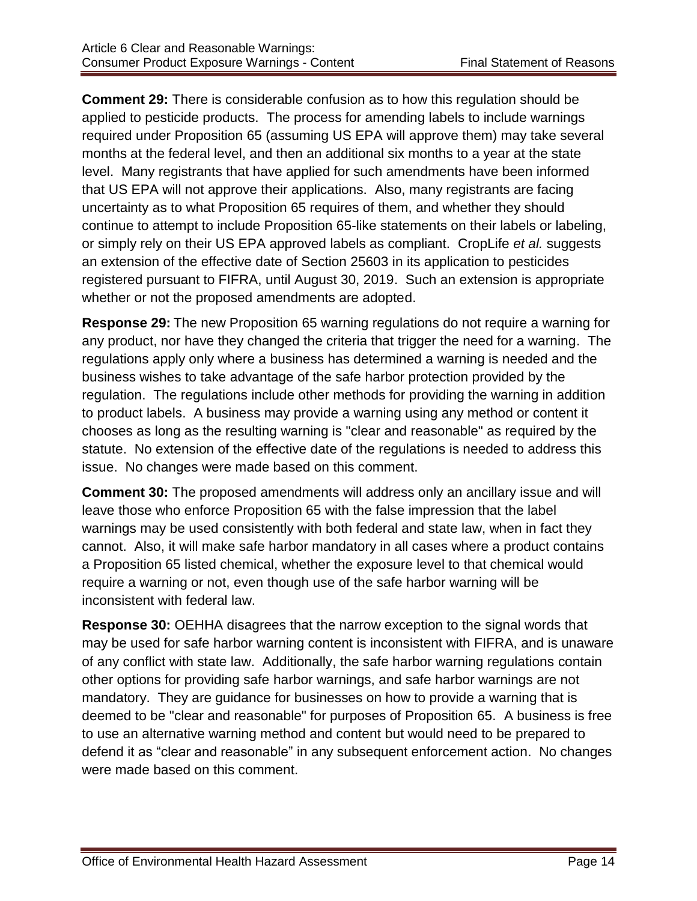**Comment 29:** There is considerable confusion as to how this regulation should be applied to pesticide products. The process for amending labels to include warnings required under Proposition 65 (assuming US EPA will approve them) may take several months at the federal level, and then an additional six months to a year at the state level. Many registrants that have applied for such amendments have been informed that US EPA will not approve their applications. Also, many registrants are facing uncertainty as to what Proposition 65 requires of them, and whether they should continue to attempt to include Proposition 65-like statements on their labels or labeling, or simply rely on their US EPA approved labels as compliant. CropLife *et al.* suggests an extension of the effective date of Section 25603 in its application to pesticides registered pursuant to FIFRA, until August 30, 2019. Such an extension is appropriate whether or not the proposed amendments are adopted.

**Response 29:** The new Proposition 65 warning regulations do not require a warning for any product, nor have they changed the criteria that trigger the need for a warning. The regulations apply only where a business has determined a warning is needed and the business wishes to take advantage of the safe harbor protection provided by the regulation. The regulations include other methods for providing the warning in addition to product labels. A business may provide a warning using any method or content it chooses as long as the resulting warning is "clear and reasonable" as required by the statute. No extension of the effective date of the regulations is needed to address this issue. No changes were made based on this comment.

**Comment 30:** The proposed amendments will address only an ancillary issue and will leave those who enforce Proposition 65 with the false impression that the label warnings may be used consistently with both federal and state law, when in fact they cannot. Also, it will make safe harbor mandatory in all cases where a product contains a Proposition 65 listed chemical, whether the exposure level to that chemical would require a warning or not, even though use of the safe harbor warning will be inconsistent with federal law.

**Response 30:** OEHHA disagrees that the narrow exception to the signal words that may be used for safe harbor warning content is inconsistent with FIFRA, and is unaware of any conflict with state law. Additionally, the safe harbor warning regulations contain other options for providing safe harbor warnings, and safe harbor warnings are not mandatory. They are guidance for businesses on how to provide a warning that is deemed to be "clear and reasonable" for purposes of Proposition 65. A business is free to use an alternative warning method and content but would need to be prepared to defend it as "clear and reasonable" in any subsequent enforcement action. No changes were made based on this comment.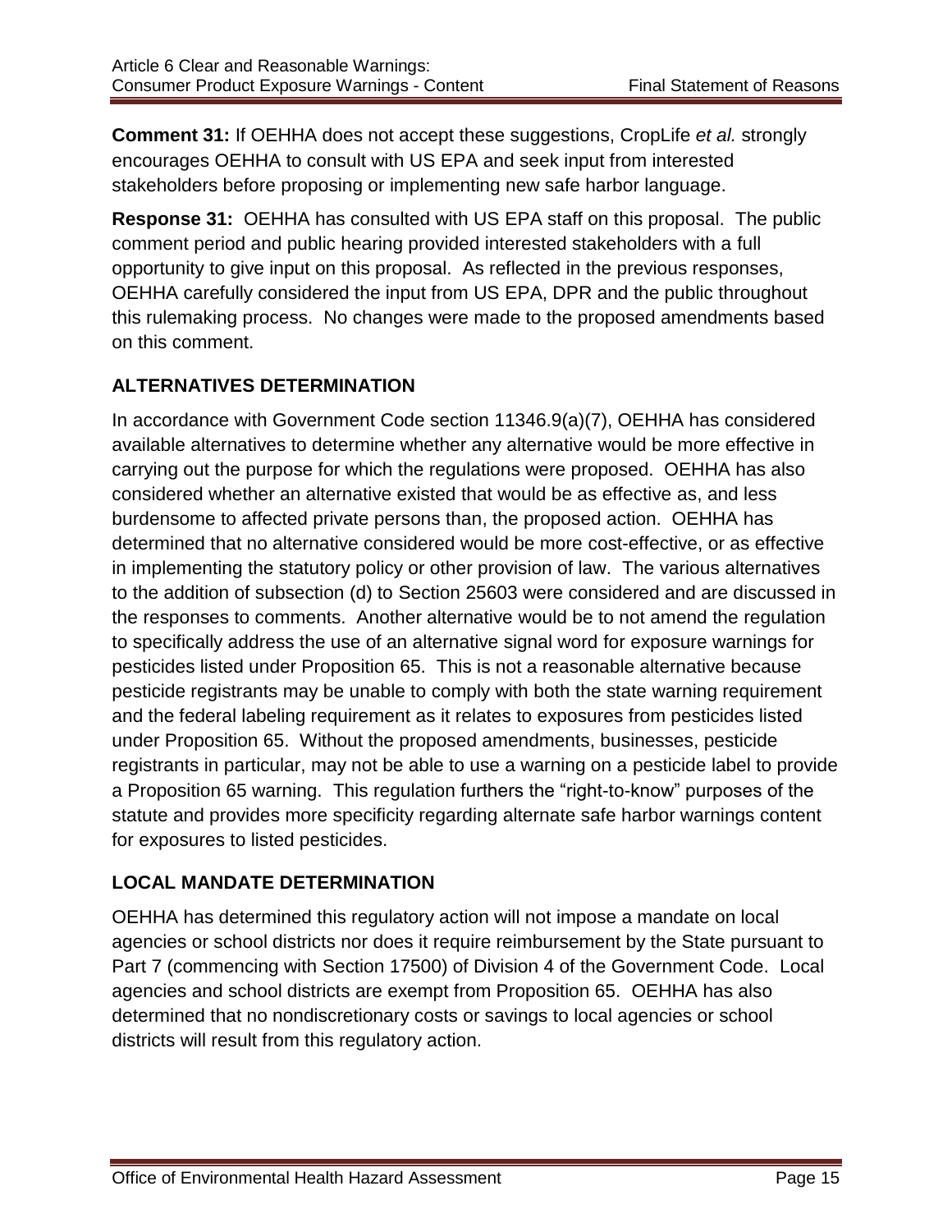**Comment 31:** If OEHHA does not accept these suggestions, CropLife *et al.* strongly encourages OEHHA to consult with US EPA and seek input from interested stakeholders before proposing or implementing new safe harbor language.

**Response 31:** OEHHA has consulted with US EPA staff on this proposal. The public comment period and public hearing provided interested stakeholders with a full opportunity to give input on this proposal. As reflected in the previous responses, OEHHA carefully considered the input from US EPA, DPR and the public throughout this rulemaking process. No changes were made to the proposed amendments based on this comment.

## ALTERNATIVES DETERMINATION

In accordance with Government Code section 11346.9(a)(7), OEHHA has considered available alternatives to determine whether any alternative would be more effective in carrying out the purpose for which the regulations were proposed. OEHHA has also considered whether an alternative existed that would be as effective as, and less burdensome to affected private persons than, the proposed action. OEHHA has determined that no alternative considered would be more cost-effective, or as effective in implementing the statutory policy or other provision of law. The various alternatives to the addition of subsection (d) to Section 25603 were considered and are discussed in the responses to comments. Another alternative would be to not amend the regulation to specifically address the use of an alternative signal word for exposure warnings for pesticides listed under Proposition 65. This is not a reasonable alternative because pesticide registrants may be unable to comply with both the state warning requirement and the federal labeling requirement as it relates to exposures from pesticides listed under Proposition 65. Without the proposed amendments, businesses, pesticide registrants in particular, may not be able to use a warning on a pesticide label to provide a Proposition 65 warning. This regulation furthers the "right-to-know" purposes of the statute and provides more specificity regarding alternate safe harbor warnings content for exposures to listed pesticides.

## LOCAL MANDATE DETERMINATION

OEHHA has determined this regulatory action will not impose a mandate on local agencies or school districts nor does it require reimbursement by the State pursuant to Part 7 (commencing with Section 17500) of Division 4 of the Government Code. Local agencies and school districts are exempt from Proposition 65. OEHHA has also determined that no nondiscretionary costs or savings to local agencies or school districts will result from this regulatory action.